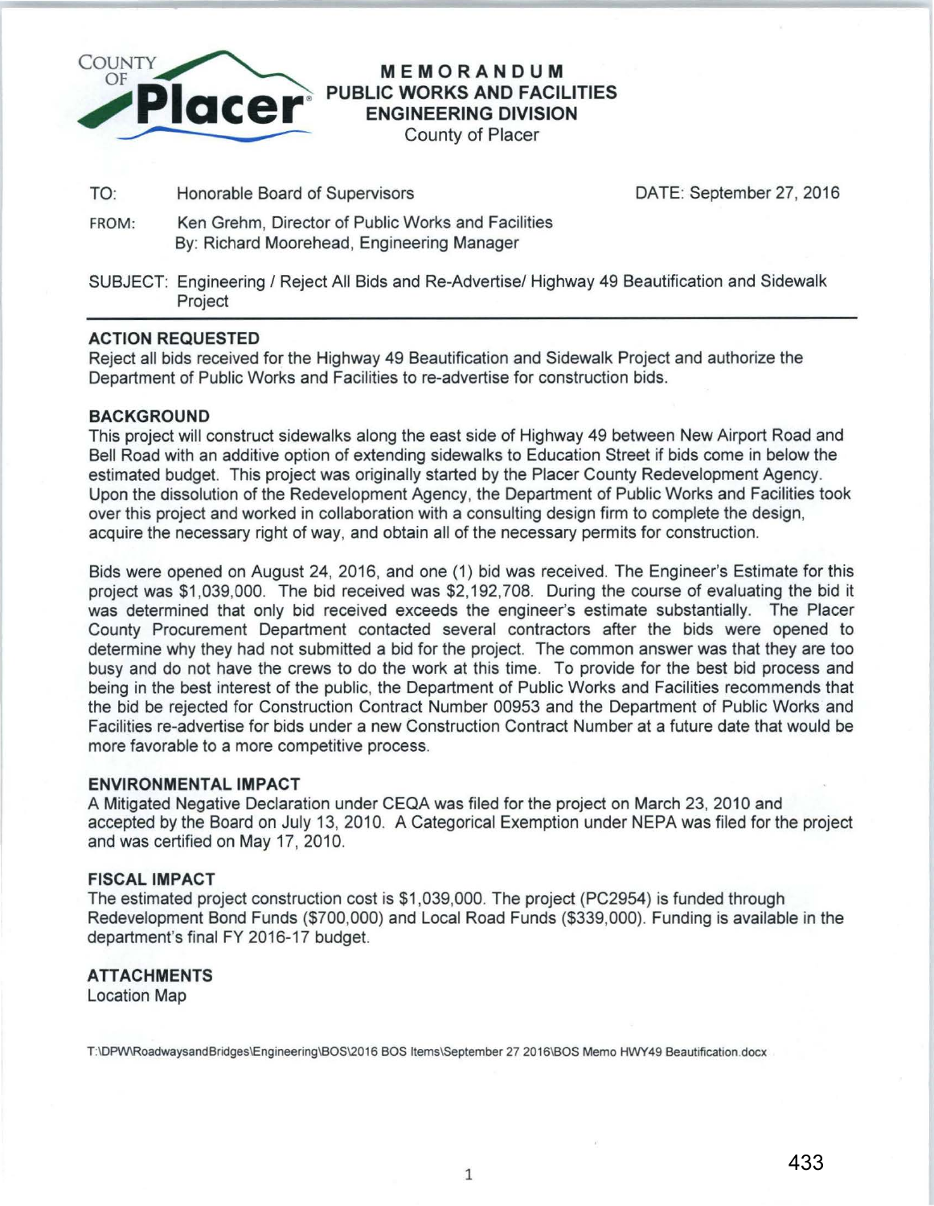COUNTY OF **Placer**

# MEMORANDUM
## PUBLIC WORKS AND FACILITIES
## ENGINEERING DIVISION
County of Placer

TO: Honorable Board of Supervisors  DATE: September 27, 2016

FROM: Ken Grehm, Director of Public Works and Facilities
By: Richard Moorehead, Engineering Manager

SUBJECT: Engineering / Reject All Bids and Re-Advertise/ Highway 49 Beautification and Sidewalk Project

---

### ACTION REQUESTED

Reject all bids received for the Highway 49 Beautification and Sidewalk Project and authorize the Department of Public Works and Facilities to re-advertise for construction bids.

### BACKGROUND

This project will construct sidewalks along the east side of Highway 49 between New Airport Road and Bell Road with an additive option of extending sidewalks to Education Street if bids come in below the estimated budget. This project was originally started by the Placer County Redevelopment Agency. Upon the dissolution of the Redevelopment Agency, the Department of Public Works and Facilities took over this project and worked in collaboration with a consulting design firm to complete the design, acquire the necessary right of way, and obtain all of the necessary permits for construction.

Bids were opened on August 24, 2016, and one (1) bid was received. The Engineer's Estimate for this project was $1,039,000. The bid received was $2,192,708. During the course of evaluating the bid it was determined that only bid received exceeds the engineer's estimate substantially. The Placer County Procurement Department contacted several contractors after the bids were opened to determine why they had not submitted a bid for the project. The common answer was that they are too busy and do not have the crews to do the work at this time. To provide for the best bid process and being in the best interest of the public, the Department of Public Works and Facilities recommends that the bid be rejected for Construction Contract Number 00953 and the Department of Public Works and Facilities re-advertise for bids under a new Construction Contract Number at a future date that would be more favorable to a more competitive process.

### ENVIRONMENTAL IMPACT

A Mitigated Negative Declaration under CEQA was filed for the project on March 23, 2010 and accepted by the Board on July 13, 2010. A Categorical Exemption under NEPA was filed for the project and was certified on May 17, 2010.

### FISCAL IMPACT

The estimated project construction cost is $1,039,000. The project (PC2954) is funded through Redevelopment Bond Funds ($700,000) and Local Road Funds ($339,000). Funding is available in the department's final FY 2016-17 budget.

### ATTACHMENTS

Location Map

T:\DPW\RoadwaysandBridges\Engineering\BOS\2016 BOS Items\September 27 2016\BOS Memo HWY49 Beautification.docx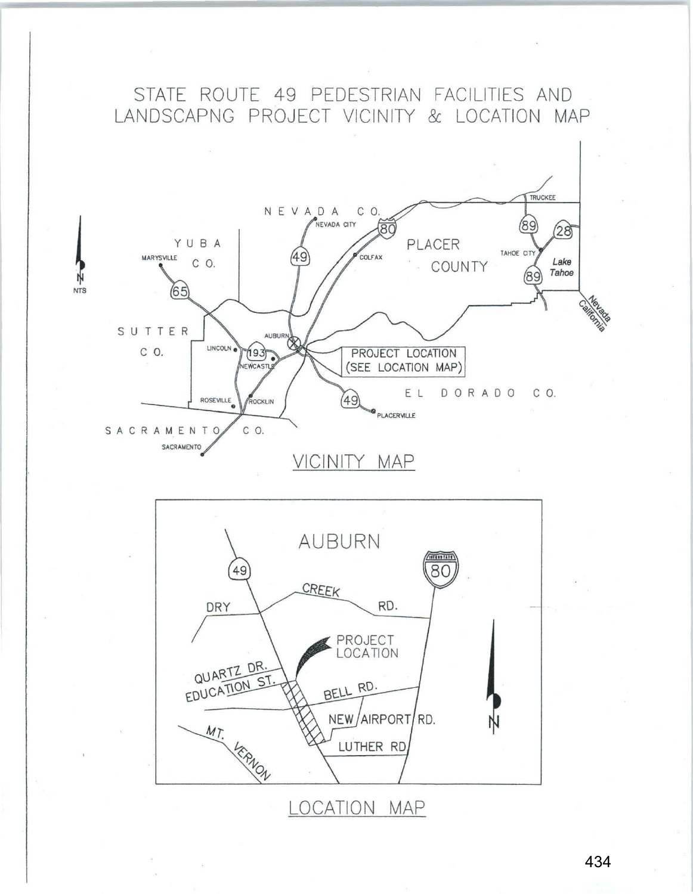# STATE ROUTE 49 PEDESTRIAN FACILITIES AND LANDSCAPNG PROJECT VICINITY & LOCATION MAP

NTS

NEVADA CO.

NEVADA CITY

80

YUBA CO.

MARYSVILLE

49

COLFAX

PLACER COUNTY

TRUCKEE

89

28

TAHOE CITY

89

Lake Tahoe

Nevada California

65

SUTTER CO.

AUBURN

LINCOLN

193

NEWCASTLE

PROJECT LOCATION (SEE LOCATION MAP)

ROSEVILLE

ROCKLIN

49

EL DORADO CO.

PLACERVILLE

SACRAMENTO CO.

SACRAMENTO

VICINITY MAP

AUBURN

49

80

DRY CREEK RD.

PROJECT LOCATION

QUARTZ DR.

EDUCATION ST.

BELL RD.

NEW AIRPORT RD.

MT. VERNON

LUTHER RD.

LOCATION MAP